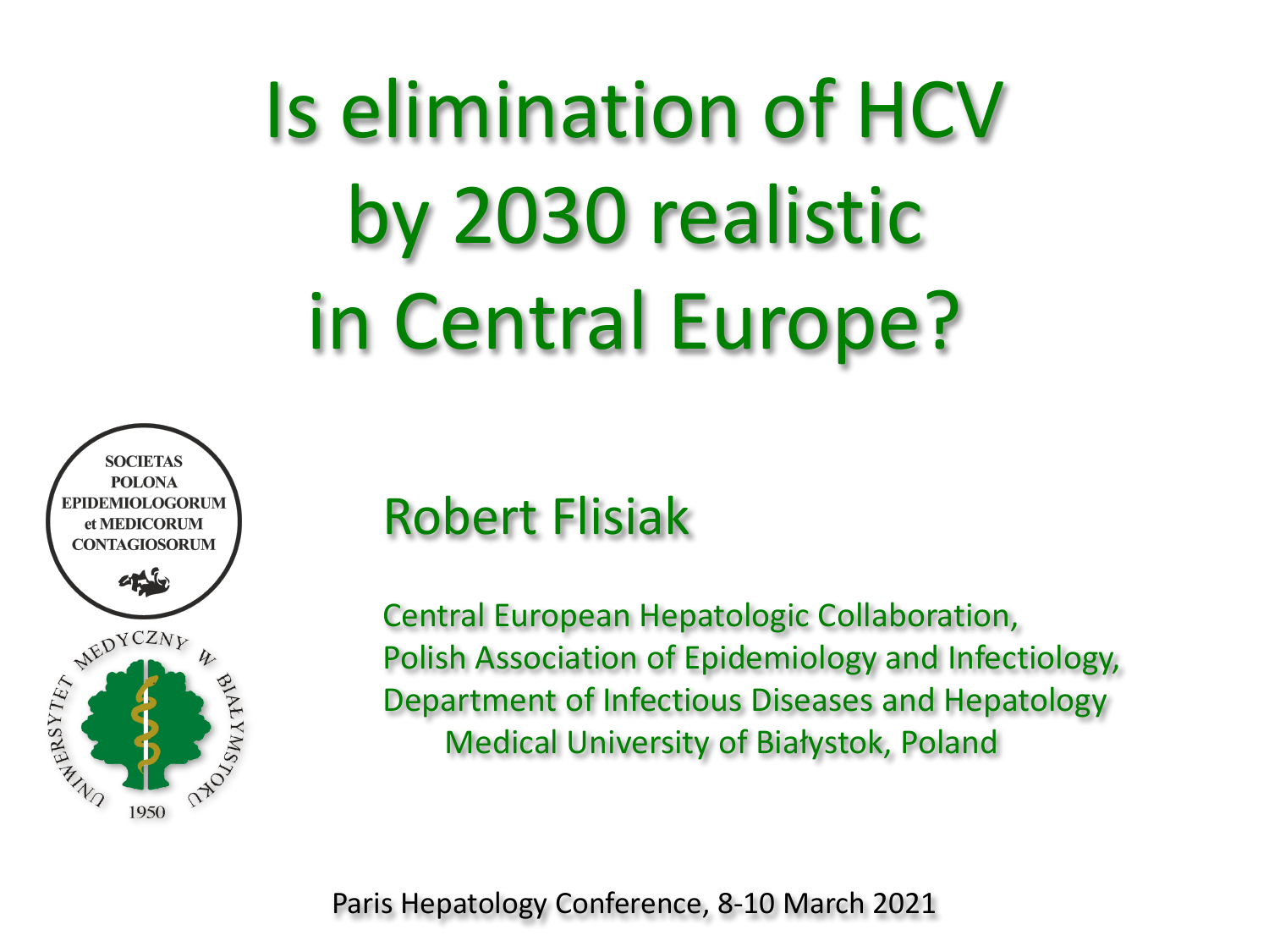# Is elimination of HCV by 2030 realistic in Central Europe?

## Robert Flisiak

Central European Hepatologic Collaboration,
Polish Association of Epidemiology and Infectiology,
Department of Infectious Diseases and Hepatology
Medical University of Białystok, Poland

Paris Hepatology Conference, 8-10 March 2021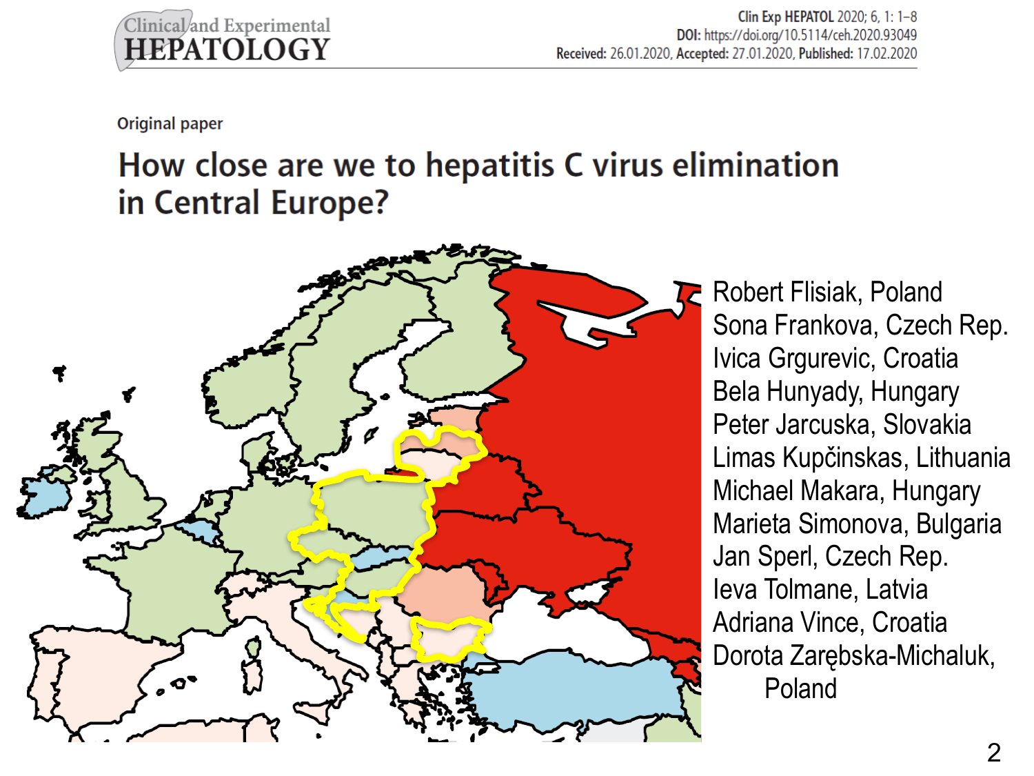Clinical and Experimental HEPATOLOGY

Clin Exp HEPATOL 2020; 6, 1: 1–8
DOI: https://doi.org/10.5114/ceh.2020.93049
Received: 26.01.2020, Accepted: 27.01.2020, Published: 17.02.2020

Original paper

# How close are we to hepatitis C virus elimination in Central Europe?

Robert Flisiak, Poland
Sona Frankova, Czech Rep.
Ivica Grgurevic, Croatia
Bela Hunyady, Hungary
Peter Jarcuska, Slovakia
Limas Kupčinskas, Lithuania
Michael Makara, Hungary
Marieta Simonova, Bulgaria
Jan Sperl, Czech Rep.
Ieva Tolmane, Latvia
Adriana Vince, Croatia
Dorota Zarębska-Michaluk, Poland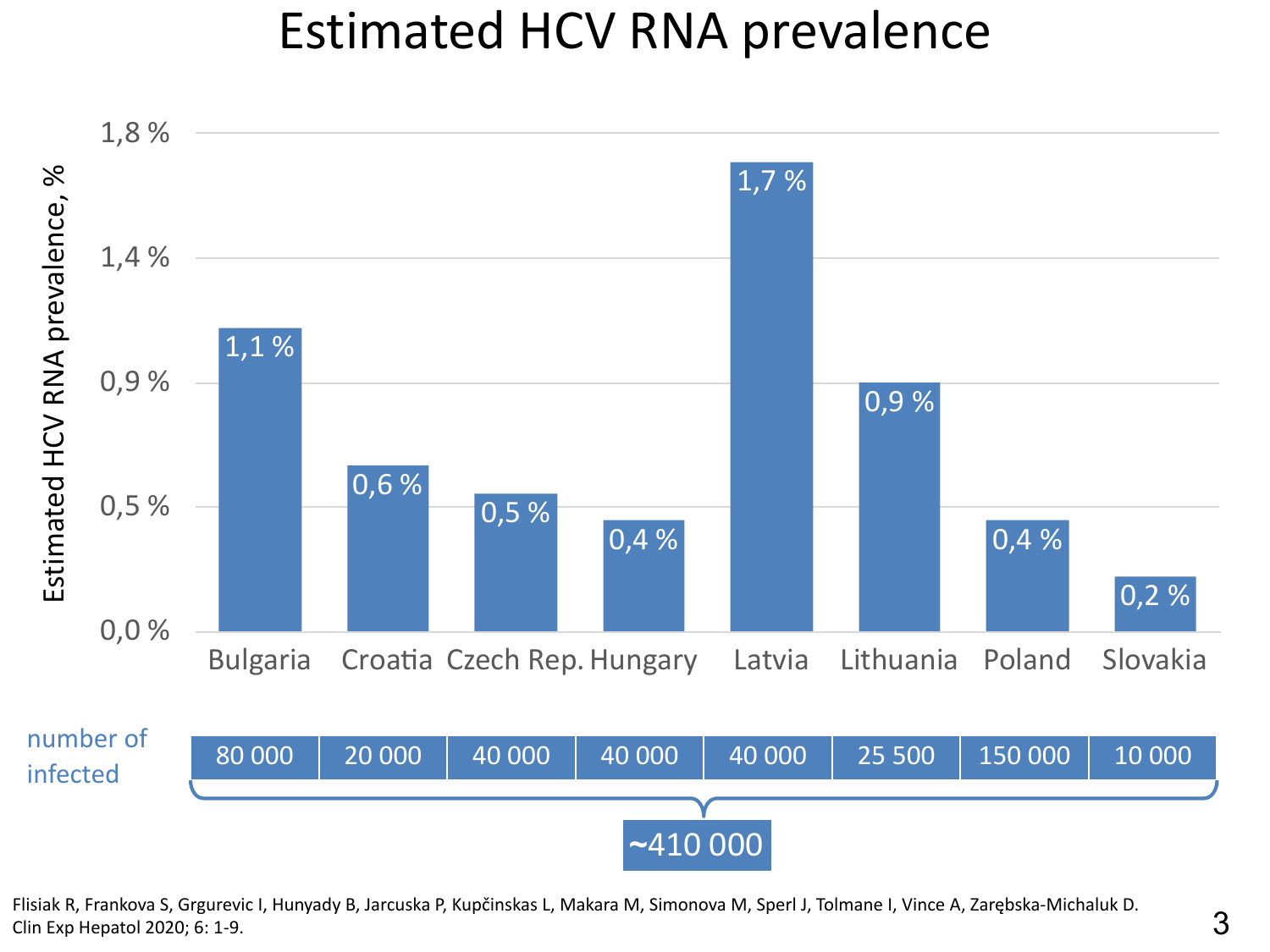# Estimated HCV RNA prevalence

| | Bulgaria | Croatia | Czech Rep. | Hungary | Latvia | Lithuania | Poland | Slovakia |
|---|---|---|---|---|---|---|---|---|
| Estimated HCV RNA prevalence, % | 1,1 % | 0,6 % | 0,5 % | 0,4 % | 1,7 % | 0,9 % | 0,4 % | 0,2 % |
| number of infected | 80 000 | 20 000 | 40 000 | 40 000 | 40 000 | 25 500 | 150 000 | 10 000 |

Total number of infected: ~410 000

Flisiak R, Frankova S, Grgurevic I, Hunyady B, Jarcuska P, Kupčinskas L, Makara M, Simonova M, Sperl J, Tolmane I, Vince A, Zarębska-Michaluk D. Clin Exp Hepatol 2020; 6: 1-9.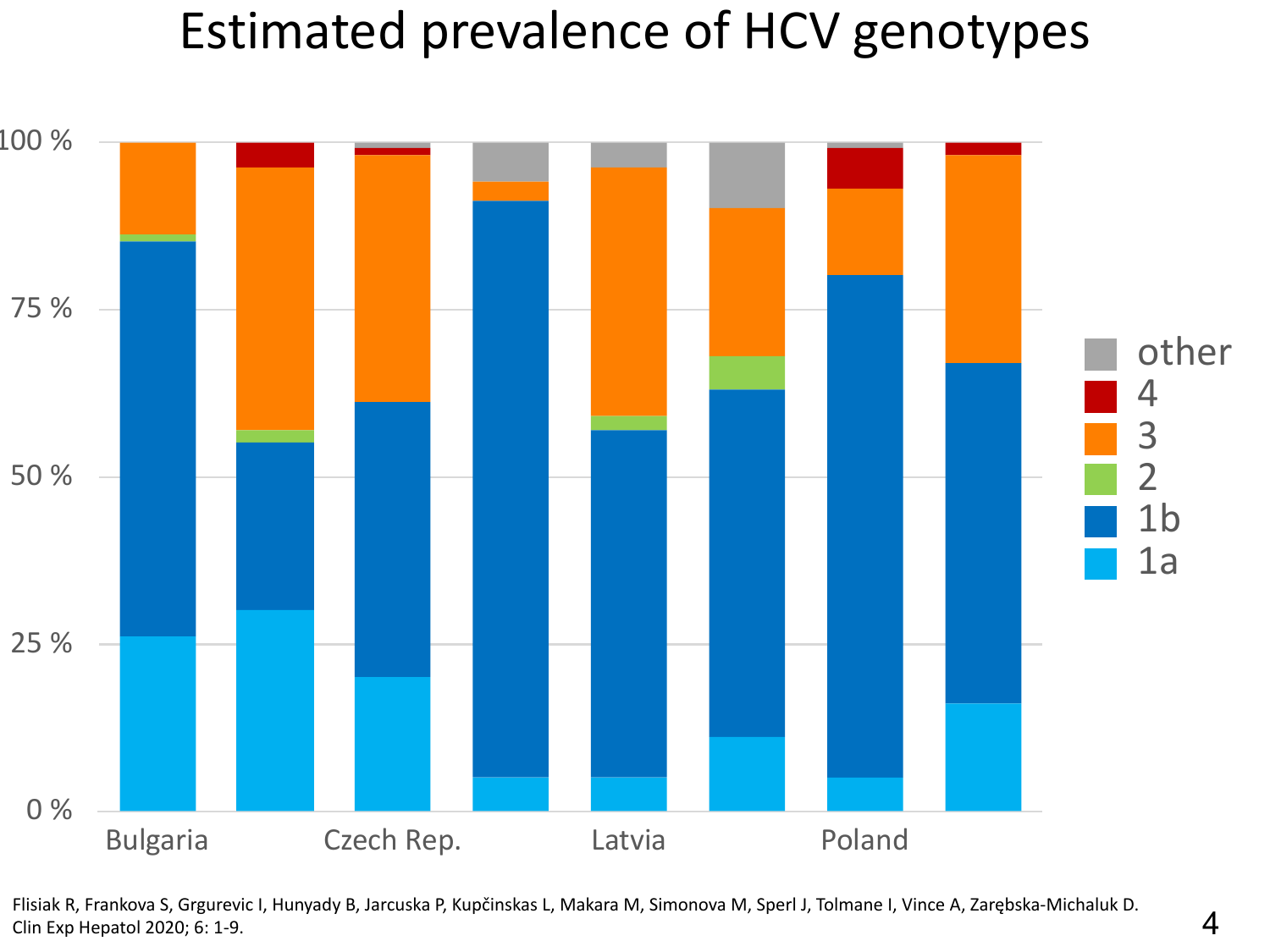# Estimated prevalence of HCV genotypes

Flisiak R, Frankova S, Grgurevic I, Hunyady B, Jarcuska P, Kupčinskas L, Makara M, Simonova M, Sperl J, Tolmane I, Vince A, Zarębska-Michaluk D. Clin Exp Hepatol 2020; 6: 1-9.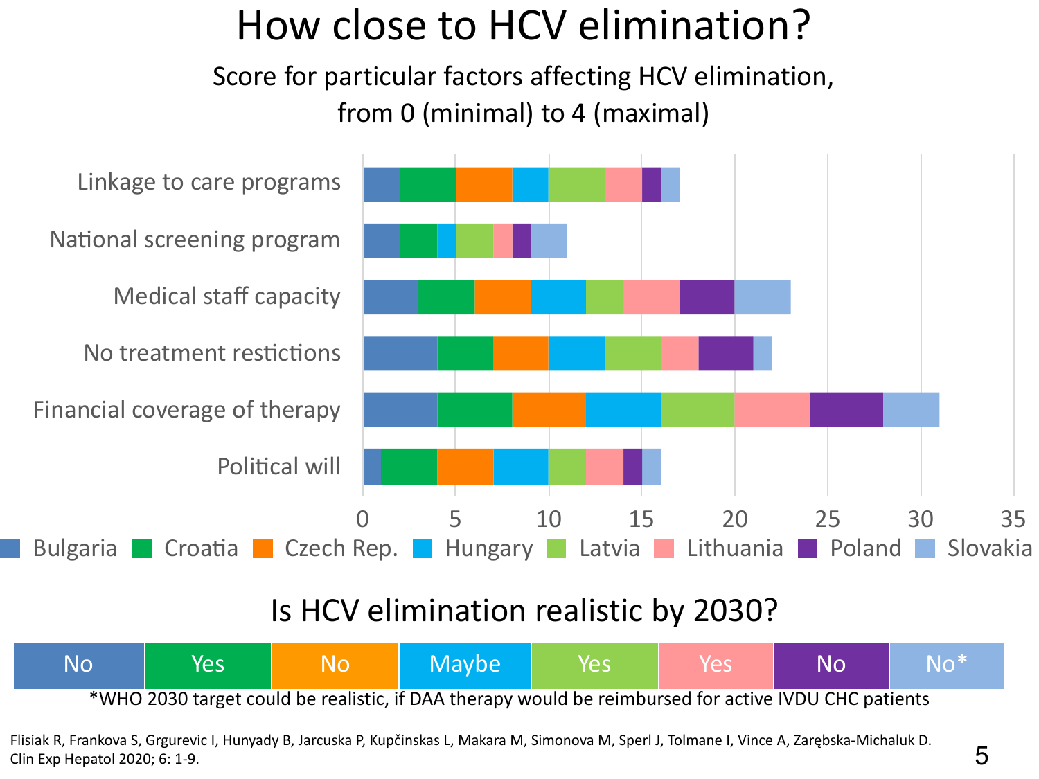# How close to HCV elimination?

Score for particular factors affecting HCV elimination, from 0 (minimal) to 4 (maximal)

| Factor | Bulgaria | Croatia | Czech Rep. | Hungary | Latvia | Lithuania | Poland | Slovakia |
|---|---|---|---|---|---|---|---|---|
| Linkage to care programs | 2 | 3 | 3 | 2 | 3 | 2 | 1 | 1 |
| National screening program | 2 | 2 | 0 | 1 | 2 | 1 | 1 | 2 |
| Medical staff capacity | 3 | 3 | 3 | 3 | 2 | 3 | 3 | 3 |
| No treatment restictions | 4 | 3 | 3 | 3 | 3 | 2 | 3 | 1 |
| Financial coverage of therapy | 4 | 4 | 4 | 4 | 4 | 4 | 4 | 3 |
| Political will | 1 | 3 | 3 | 3 | 2 | 2 | 1 | 1 |

## Is HCV elimination realistic by 2030?

| Bulgaria | Croatia | Czech Rep. | Hungary | Latvia | Lithuania | Poland | Slovakia |
|---|---|---|---|---|---|---|---|
| No | Yes | No | Maybe | Yes | Yes | No | No* |

*WHO 2030 target could be realistic, if DAA therapy would be reimbursed for active IVDU CHC patients

Flisiak R, Frankova S, Grgurevic I, Hunyady B, Jarcuska P, Kupčinskas L, Makara M, Simonova M, Sperl J, Tolmane I, Vince A, Zarębska-Michaluk D. Clin Exp Hepatol 2020; 6: 1-9.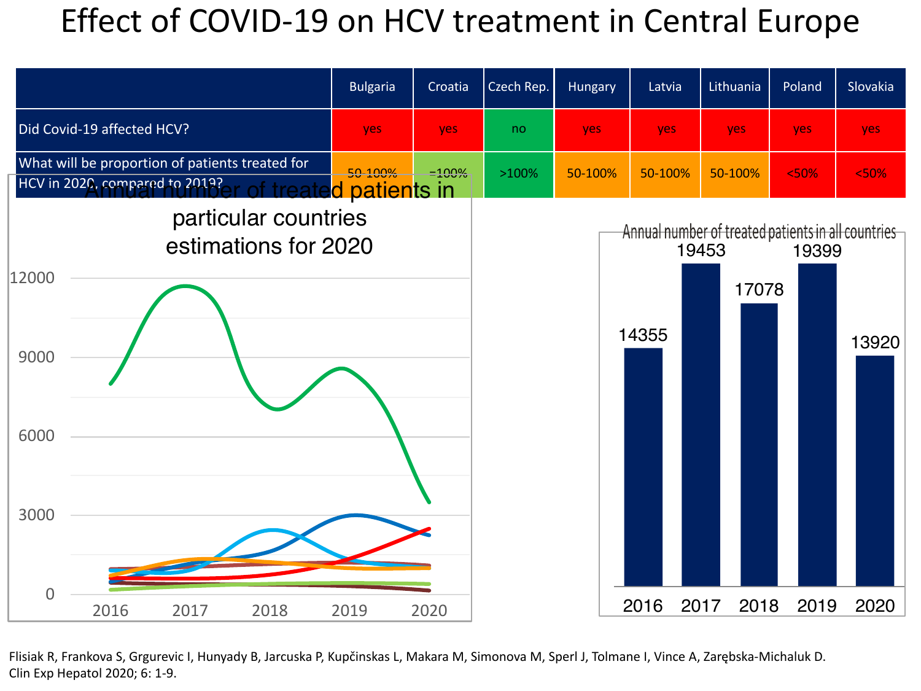# Effect of COVID-19 on HCV treatment in Central Europe

| | Bulgaria | Croatia | Czech Rep. | Hungary | Latvia | Lithuania | Poland | Slovakia |
|---|---|---|---|---|---|---|---|---|
| Did Covid-19 affected HCV? | yes | yes | no | yes | yes | yes | yes | yes |
| What will be proportion of patients treated for HCV in 2020, compared to 2019? | 50-100% | =100% | >100% | 50-100% | 50-100% | 50-100% | <50% | <50% |

**Annual number of treated patients in particular countries estimations for 2020**

**Annual number of treated patients in all countries**

| 2016 | 2017 | 2018 | 2019 | 2020 |
|---|---|---|---|---|
| 14355 | 19453 | 17078 | 19399 | 13920 |

Flisiak R, Frankova S, Grgurevic I, Hunyady B, Jarcuska P, Kupčinskas L, Makara M, Simonova M, Sperl J, Tolmane I, Vince A, Zarębska-Michaluk D. Clin Exp Hepatol 2020; 6: 1-9.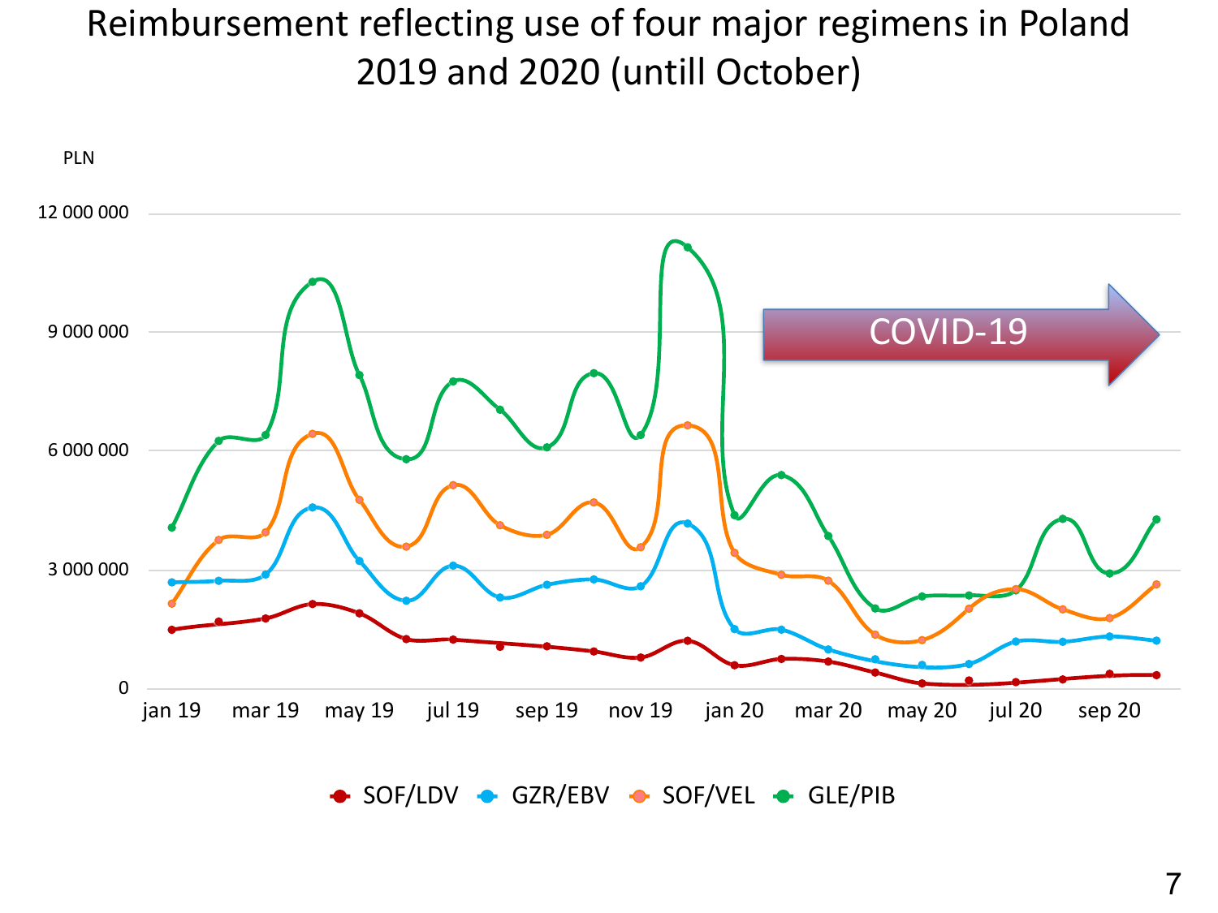# Reimbursement reflecting use of four major regimens in Poland 2019 and 2020 (untill October)

PLN

12 000 000

9 000 000

6 000 000

3 000 000

0

jan 19 mar 19 may 19 jul 19 sep 19 nov 19 jan 20 mar 20 may 20 jul 20 sep 20

COVID-19

SOF/LDV GZR/EBV SOF/VEL GLE/PIB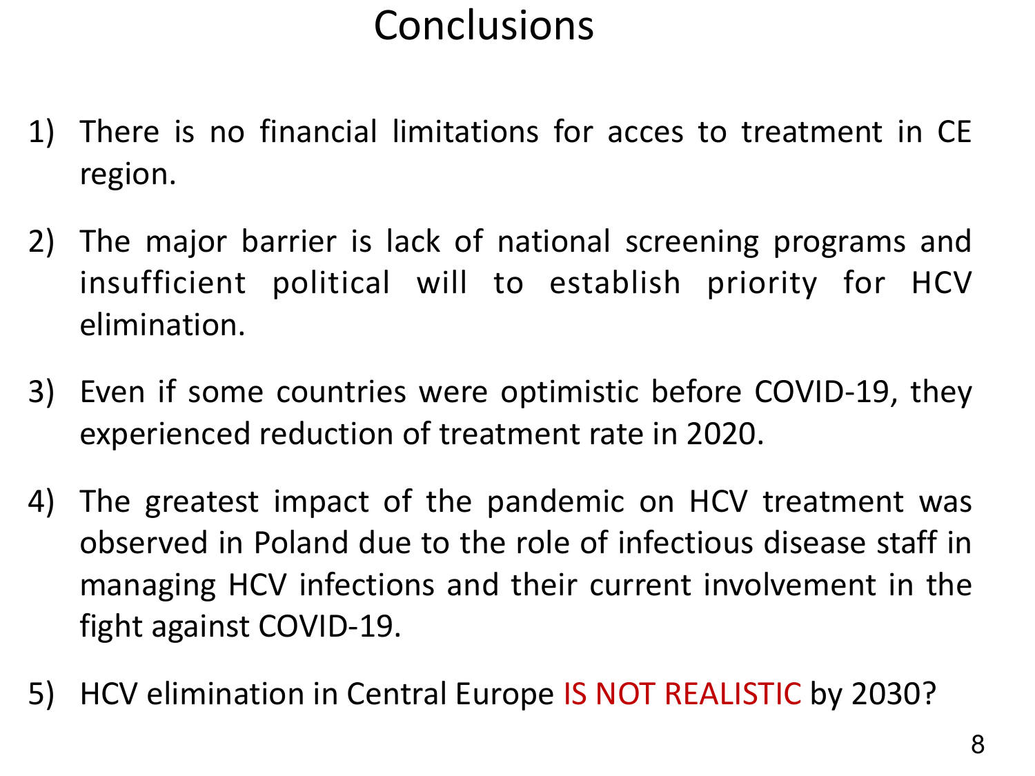# Conclusions

1) There is no financial limitations for acces to treatment in CE region.

2) The major barrier is lack of national screening programs and insufficient political will to establish priority for HCV elimination.

3) Even if some countries were optimistic before COVID-19, they experienced reduction of treatment rate in 2020.

4) The greatest impact of the pandemic on HCV treatment was observed in Poland due to the role of infectious disease staff in managing HCV infections and their current involvement in the fight against COVID-19.

5) HCV elimination in Central Europe IS NOT REALISTIC by 2030?